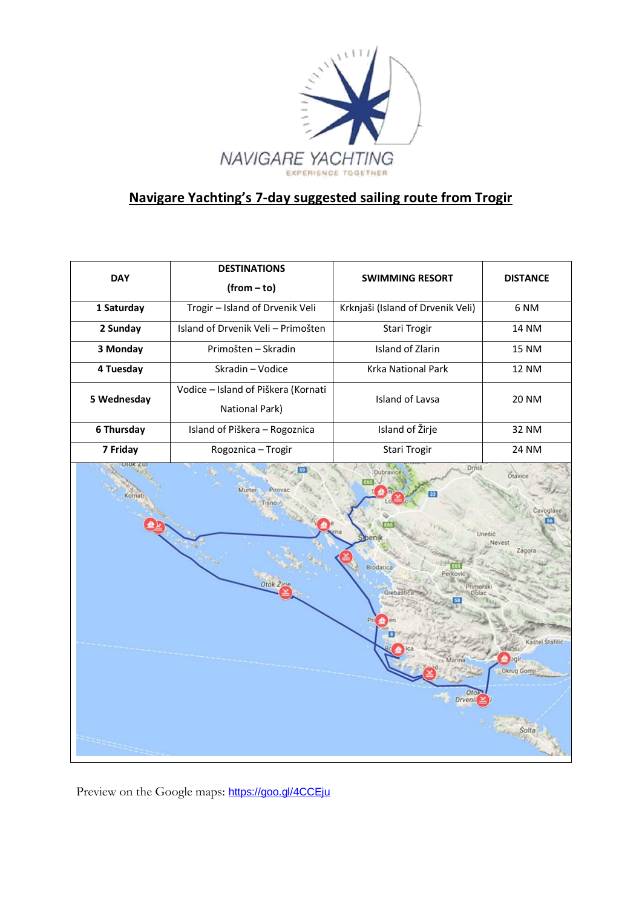# Navigare Yachting's 7-day suggested sailing route from Trogir

| DAY | DESTINATIONS (from – to) | SWIMMING RESORT | DISTANCE |
|---|---|---|---|
| **1 Saturday** | Trogir – Island of Drvenik Veli | Krknjaši (Island of Drvenik Veli) | 6 NM |
| **2 Sunday** | Island of Drvenik Veli – Primošten | Stari Trogir | 14 NM |
| **3 Monday** | Primošten – Skradin | Island of Zlarin | 15 NM |
| **4 Tuesday** | Skradin – Vodice | Krka National Park | 12 NM |
| **5 Wednesday** | Vodice – Island of Piškera (Kornati National Park) | Island of Lavsa | 20 NM |
| **6 Thursday** | Island of Piškera – Rogoznica | Island of Žirje | 32 NM |
| **7 Friday** | Rogoznica – Trogir | Stari Trogir | 24 NM |

Preview on the Google maps: https://goo.gl/4CCEju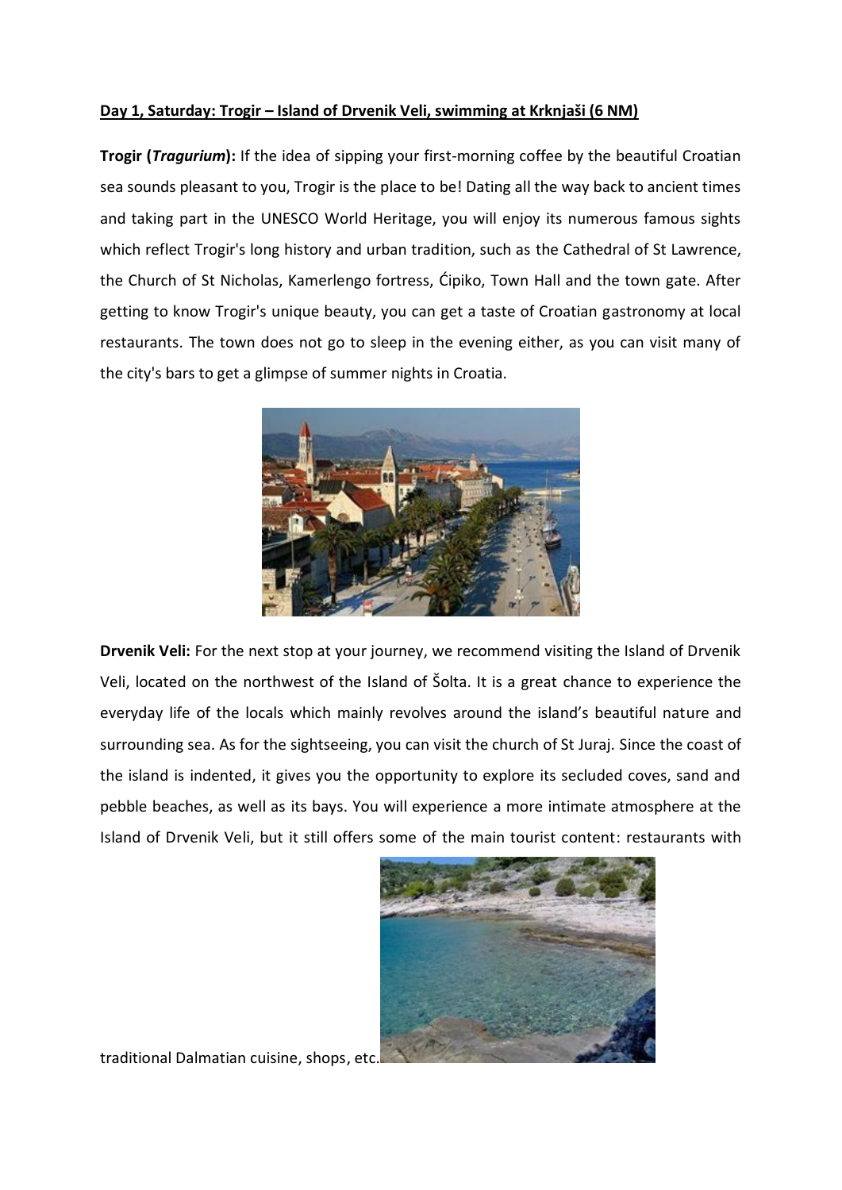**Day 1, Saturday: Trogir – Island of Drvenik Veli, swimming at Krknjaši (6 NM)**

**Trogir (*Tragurium*):** If the idea of sipping your first-morning coffee by the beautiful Croatian sea sounds pleasant to you, Trogir is the place to be! Dating all the way back to ancient times and taking part in the UNESCO World Heritage, you will enjoy its numerous famous sights which reflect Trogir's long history and urban tradition, such as the Cathedral of St Lawrence, the Church of St Nicholas, Kamerlengo fortress, Ćipiko, Town Hall and the town gate. After getting to know Trogir's unique beauty, you can get a taste of Croatian gastronomy at local restaurants. The town does not go to sleep in the evening either, as you can visit many of the city's bars to get a glimpse of summer nights in Croatia.

**Drvenik Veli:** For the next stop at your journey, we recommend visiting the Island of Drvenik Veli, located on the northwest of the Island of Šolta. It is a great chance to experience the everyday life of the locals which mainly revolves around the island's beautiful nature and surrounding sea. As for the sightseeing, you can visit the church of St Juraj. Since the coast of the island is indented, it gives you the opportunity to explore its secluded coves, sand and pebble beaches, as well as its bays. You will experience a more intimate atmosphere at the Island of Drvenik Veli, but it still offers some of the main tourist content: restaurants with traditional Dalmatian cuisine, shops, etc.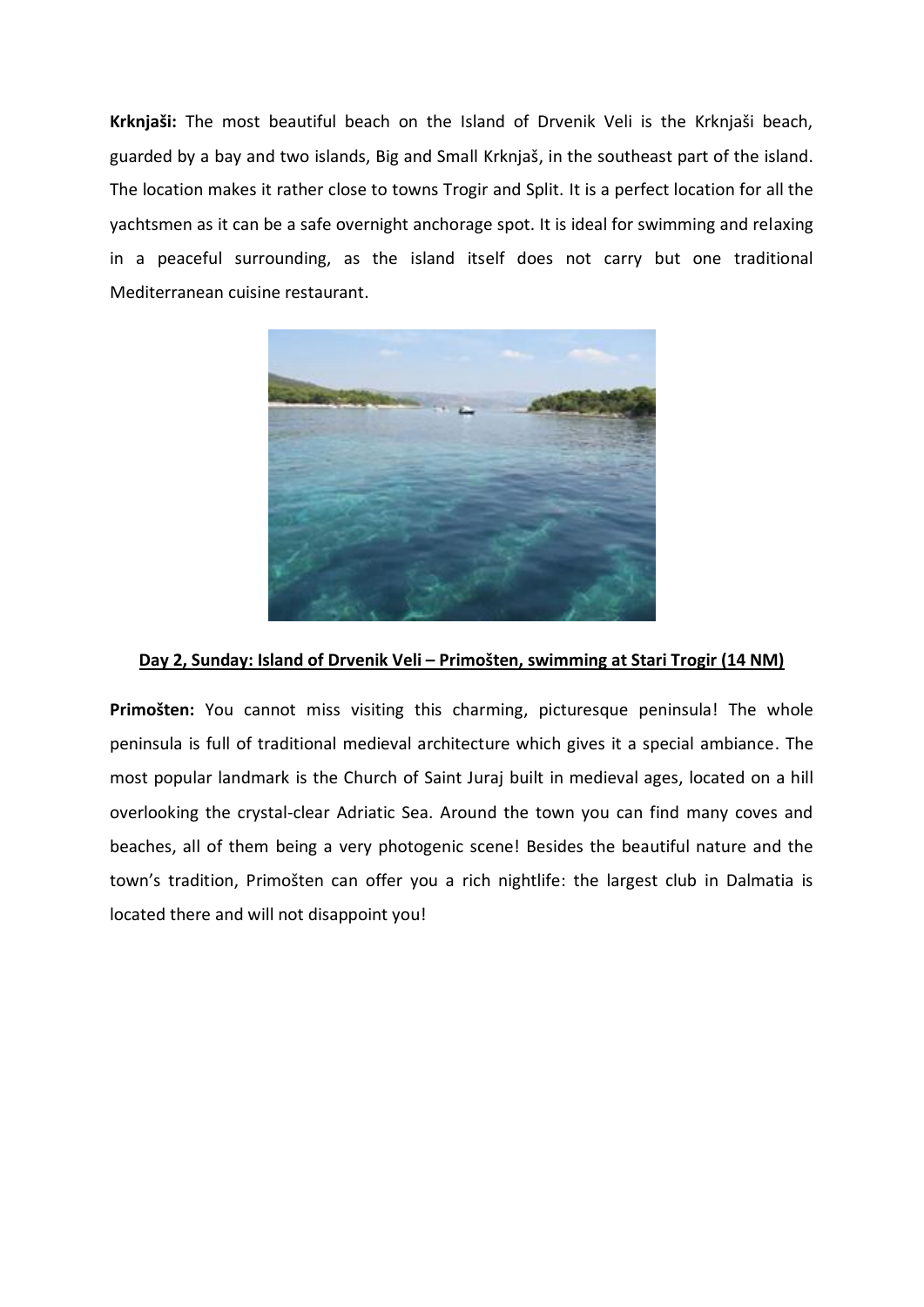**Krknjaši:** The most beautiful beach on the Island of Drvenik Veli is the Krknjaši beach, guarded by a bay and two islands, Big and Small Krknjaš, in the southeast part of the island. The location makes it rather close to towns Trogir and Split. It is a perfect location for all the yachtsmen as it can be a safe overnight anchorage spot. It is ideal for swimming and relaxing in a peaceful surrounding, as the island itself does not carry but one traditional Mediterranean cuisine restaurant.

## Day 2, Sunday: Island of Drvenik Veli – Primošten, swimming at Stari Trogir (14 NM)

**Primošten:** You cannot miss visiting this charming, picturesque peninsula! The whole peninsula is full of traditional medieval architecture which gives it a special ambiance. The most popular landmark is the Church of Saint Juraj built in medieval ages, located on a hill overlooking the crystal-clear Adriatic Sea. Around the town you can find many coves and beaches, all of them being a very photogenic scene! Besides the beautiful nature and the town's tradition, Primošten can offer you a rich nightlife: the largest club in Dalmatia is located there and will not disappoint you!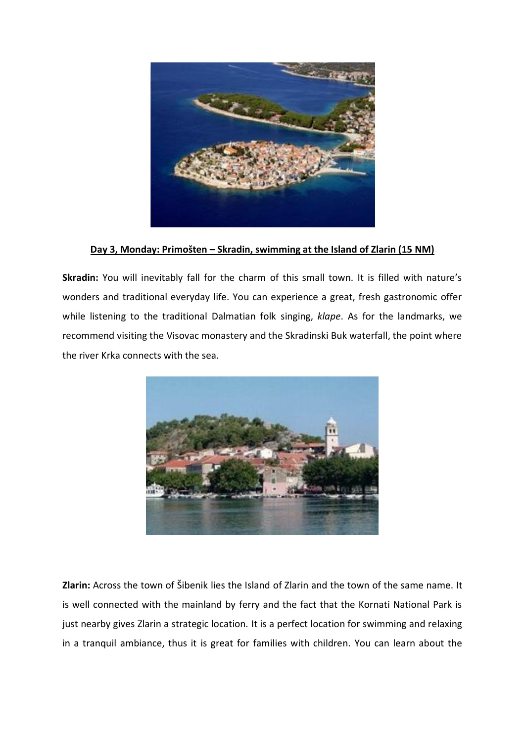**Day 3, Monday: Primošten – Skradin, swimming at the Island of Zlarin (15 NM)**

**Skradin:** You will inevitably fall for the charm of this small town. It is filled with nature's wonders and traditional everyday life. You can experience a great, fresh gastronomic offer while listening to the traditional Dalmatian folk singing, *klape*. As for the landmarks, we recommend visiting the Visovac monastery and the Skradinski Buk waterfall, the point where the river Krka connects with the sea.

**Zlarin:** Across the town of Šibenik lies the Island of Zlarin and the town of the same name. It is well connected with the mainland by ferry and the fact that the Kornati National Park is just nearby gives Zlarin a strategic location. It is a perfect location for swimming and relaxing in a tranquil ambiance, thus it is great for families with children. You can learn about the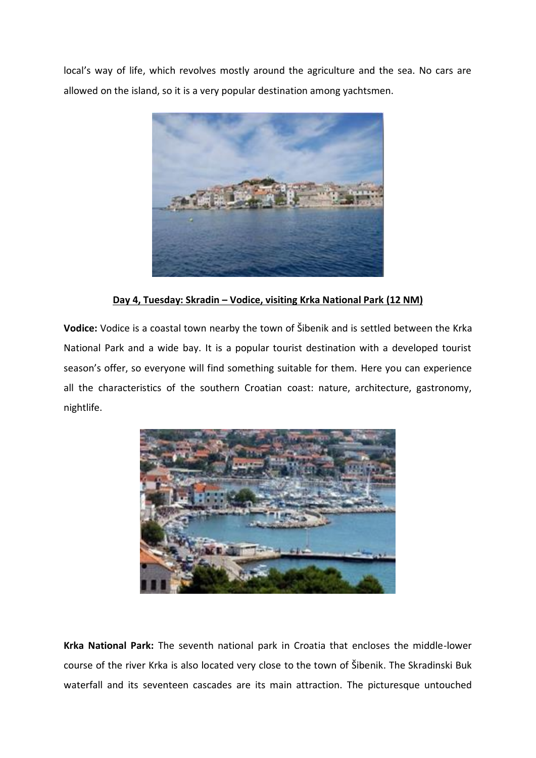local's way of life, which revolves mostly around the agriculture and the sea. No cars are allowed on the island, so it is a very popular destination among yachtsmen.

**Day 4, Tuesday: Skradin – Vodice, visiting Krka National Park (12 NM)**

**Vodice:** Vodice is a coastal town nearby the town of Šibenik and is settled between the Krka National Park and a wide bay. It is a popular tourist destination with a developed tourist season's offer, so everyone will find something suitable for them. Here you can experience all the characteristics of the southern Croatian coast: nature, architecture, gastronomy, nightlife.

**Krka National Park:** The seventh national park in Croatia that encloses the middle-lower course of the river Krka is also located very close to the town of Šibenik. The Skradinski Buk waterfall and its seventeen cascades are its main attraction. The picturesque untouched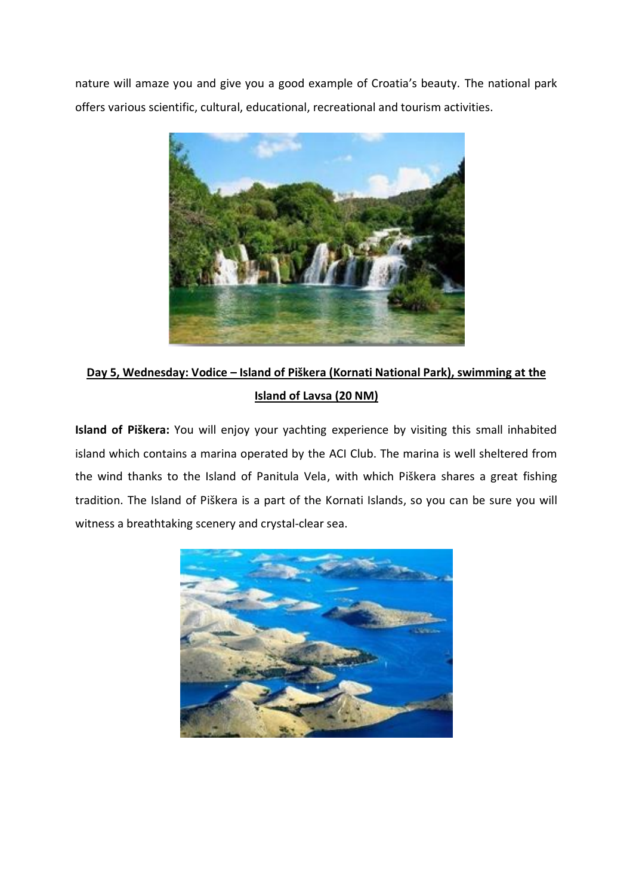nature will amaze you and give you a good example of Croatia's beauty. The national park offers various scientific, cultural, educational, recreational and tourism activities.

## Day 5, Wednesday: Vodice – Island of Piškera (Kornati National Park), swimming at the Island of Lavsa (20 NM)

**Island of Piškera:** You will enjoy your yachting experience by visiting this small inhabited island which contains a marina operated by the ACI Club. The marina is well sheltered from the wind thanks to the Island of Panitula Vela, with which Piškera shares a great fishing tradition. The Island of Piškera is a part of the Kornati Islands, so you can be sure you will witness a breathtaking scenery and crystal-clear sea.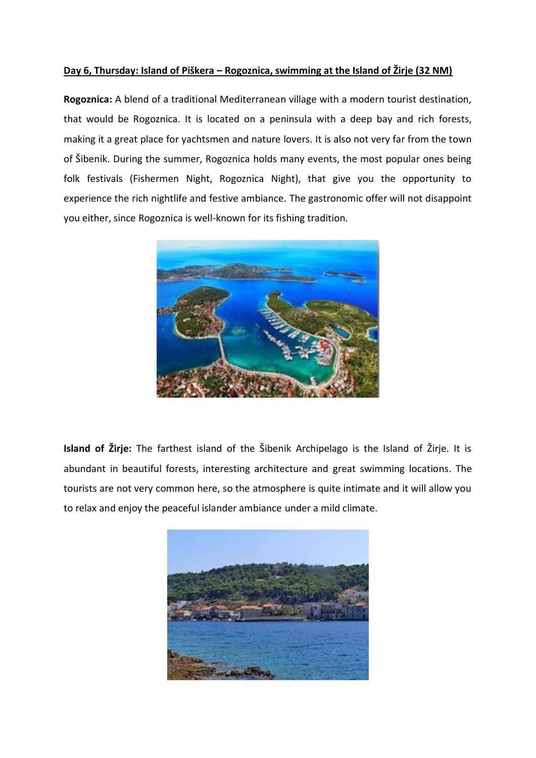**<u>Day 6, Thursday: Island of Piškera – Rogoznica, swimming at the Island of Žirje (32 NM)</u>**

**Rogoznica:** A blend of a traditional Mediterranean village with a modern tourist destination, that would be Rogoznica. It is located on a peninsula with a deep bay and rich forests, making it a great place for yachtsmen and nature lovers. It is also not very far from the town of Šibenik. During the summer, Rogoznica holds many events, the most popular ones being folk festivals (Fishermen Night, Rogoznica Night), that give you the opportunity to experience the rich nightlife and festive ambiance. The gastronomic offer will not disappoint you either, since Rogoznica is well-known for its fishing tradition.

**Island of Žirje:** The farthest island of the Šibenik Archipelago is the Island of Žirje. It is abundant in beautiful forests, interesting architecture and great swimming locations. The tourists are not very common here, so the atmosphere is quite intimate and it will allow you to relax and enjoy the peaceful islander ambiance under a mild climate.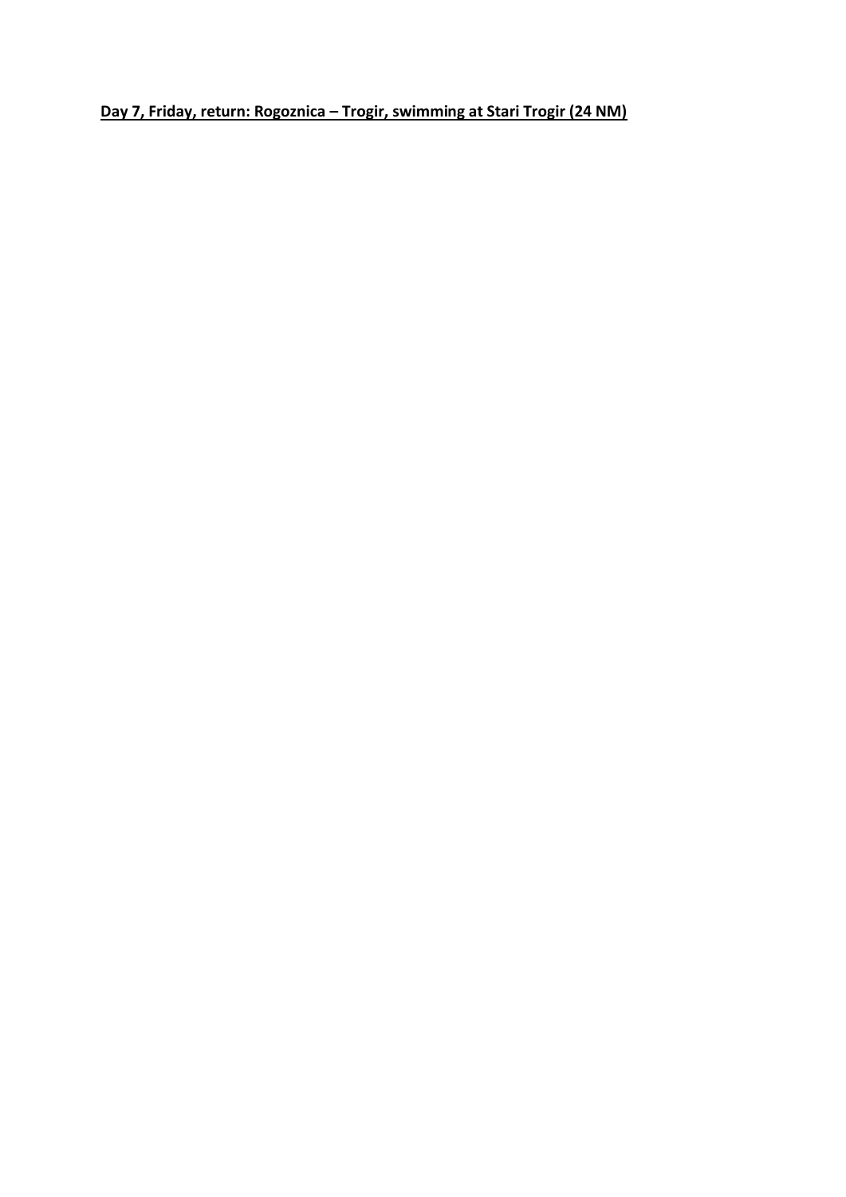**<u>Day 7, Friday, return: Rogoznica – Trogir, swimming at Stari Trogir (24 NM)</u>**